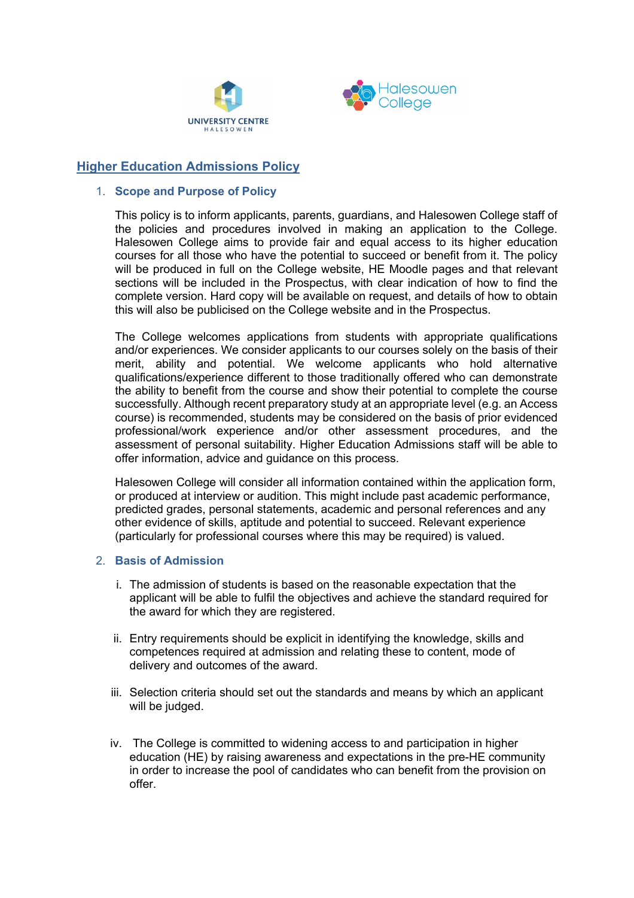# Higher Education Admissions Policy

## 1. Scope and Purpose of Policy

This policy is to inform applicants, parents, guardians, and Halesowen College staff of the policies and procedures involved in making an application to the College. Halesowen College aims to provide fair and equal access to its higher education courses for all those who have the potential to succeed or benefit from it. The policy will be produced in full on the College website, HE Moodle pages and that relevant sections will be included in the Prospectus, with clear indication of how to find the complete version. Hard copy will be available on request, and details of how to obtain this will also be publicised on the College website and in the Prospectus.

The College welcomes applications from students with appropriate qualifications and/or experiences. We consider applicants to our courses solely on the basis of their merit, ability and potential. We welcome applicants who hold alternative qualifications/experience different to those traditionally offered who can demonstrate the ability to benefit from the course and show their potential to complete the course successfully. Although recent preparatory study at an appropriate level (e.g. an Access course) is recommended, students may be considered on the basis of prior evidenced professional/work experience and/or other assessment procedures, and the assessment of personal suitability. Higher Education Admissions staff will be able to offer information, advice and guidance on this process.

Halesowen College will consider all information contained within the application form, or produced at interview or audition. This might include past academic performance, predicted grades, personal statements, academic and personal references and any other evidence of skills, aptitude and potential to succeed. Relevant experience (particularly for professional courses where this may be required) is valued.

## 2. Basis of Admission

i. The admission of students is based on the reasonable expectation that the applicant will be able to fulfil the objectives and achieve the standard required for the award for which they are registered.

ii. Entry requirements should be explicit in identifying the knowledge, skills and competences required at admission and relating these to content, mode of delivery and outcomes of the award.

iii. Selection criteria should set out the standards and means by which an applicant will be judged.

iv. The College is committed to widening access to and participation in higher education (HE) by raising awareness and expectations in the pre-HE community in order to increase the pool of candidates who can benefit from the provision on offer.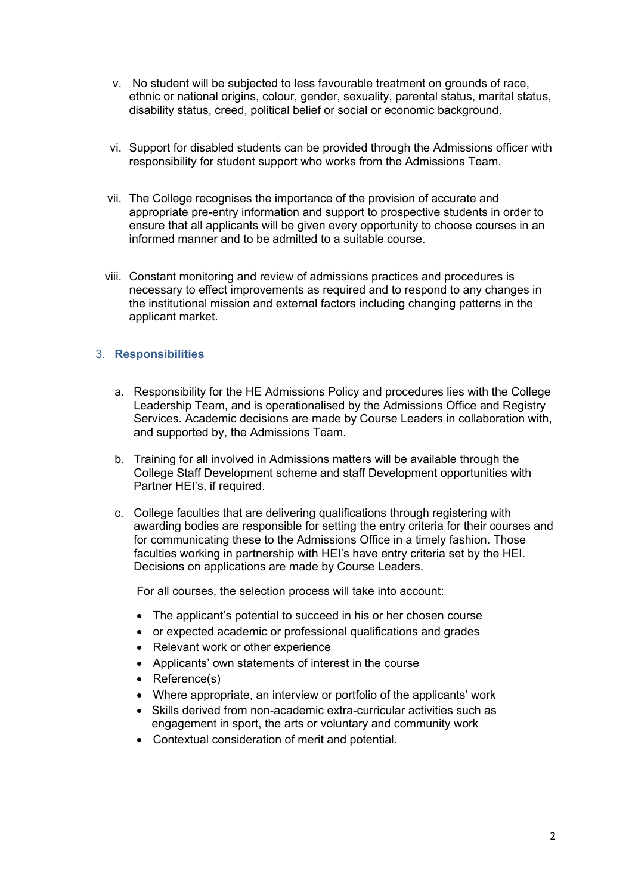v. No student will be subjected to less favourable treatment on grounds of race, ethnic or national origins, colour, gender, sexuality, parental status, marital status, disability status, creed, political belief or social or economic background.

vi. Support for disabled students can be provided through the Admissions officer with responsibility for student support who works from the Admissions Team.

vii. The College recognises the importance of the provision of accurate and appropriate pre-entry information and support to prospective students in order to ensure that all applicants will be given every opportunity to choose courses in an informed manner and to be admitted to a suitable course.

viii. Constant monitoring and review of admissions practices and procedures is necessary to effect improvements as required and to respond to any changes in the institutional mission and external factors including changing patterns in the applicant market.

## 3. **Responsibilities**

a. Responsibility for the HE Admissions Policy and procedures lies with the College Leadership Team, and is operationalised by the Admissions Office and Registry Services. Academic decisions are made by Course Leaders in collaboration with, and supported by, the Admissions Team.

b. Training for all involved in Admissions matters will be available through the College Staff Development scheme and staff Development opportunities with Partner HEI's, if required.

c. College faculties that are delivering qualifications through registering with awarding bodies are responsible for setting the entry criteria for their courses and for communicating these to the Admissions Office in a timely fashion. Those faculties working in partnership with HEI's have entry criteria set by the HEI. Decisions on applications are made by Course Leaders.

For all courses, the selection process will take into account:

- The applicant's potential to succeed in his or her chosen course
- or expected academic or professional qualifications and grades
- Relevant work or other experience
- Applicants' own statements of interest in the course
- Reference(s)
- Where appropriate, an interview or portfolio of the applicants' work
- Skills derived from non-academic extra-curricular activities such as engagement in sport, the arts or voluntary and community work
- Contextual consideration of merit and potential.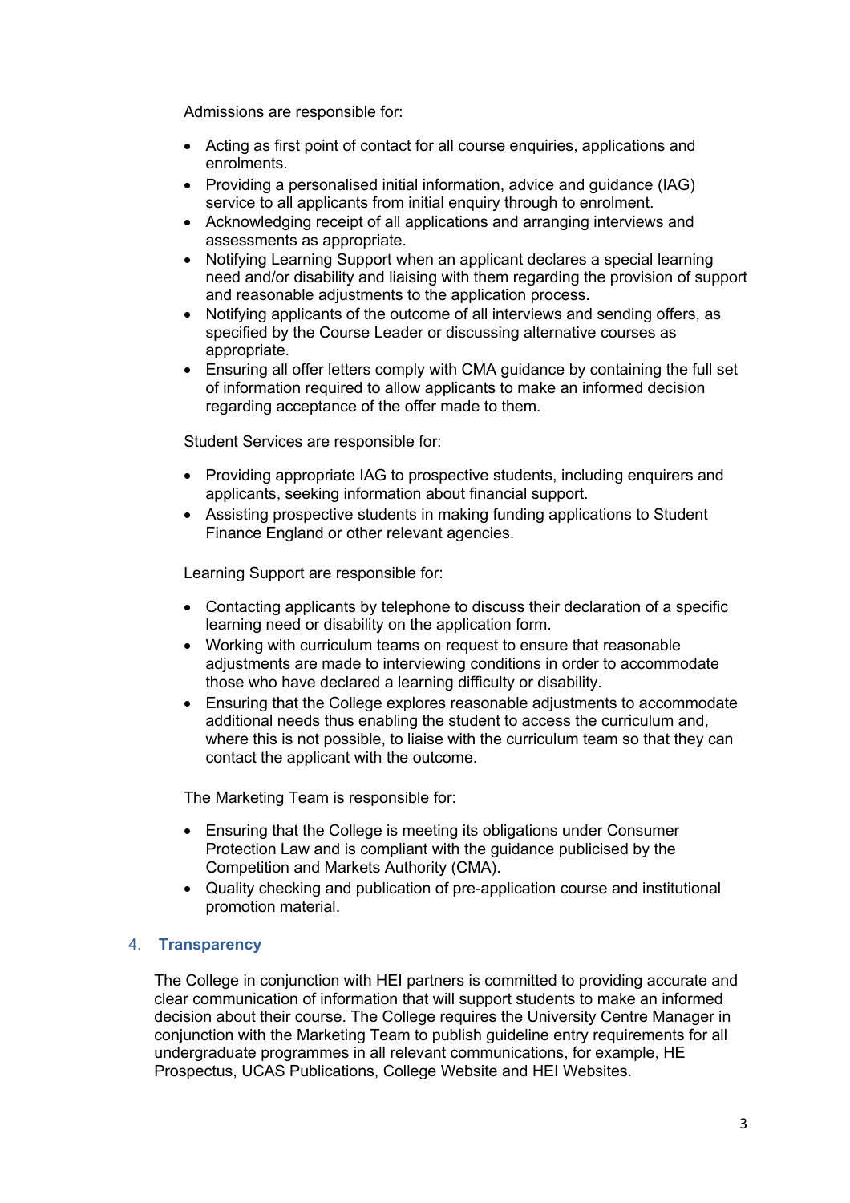Admissions are responsible for:

- Acting as first point of contact for all course enquiries, applications and enrolments.
- Providing a personalised initial information, advice and guidance (IAG) service to all applicants from initial enquiry through to enrolment.
- Acknowledging receipt of all applications and arranging interviews and assessments as appropriate.
- Notifying Learning Support when an applicant declares a special learning need and/or disability and liaising with them regarding the provision of support and reasonable adjustments to the application process.
- Notifying applicants of the outcome of all interviews and sending offers, as specified by the Course Leader or discussing alternative courses as appropriate.
- Ensuring all offer letters comply with CMA guidance by containing the full set of information required to allow applicants to make an informed decision regarding acceptance of the offer made to them.

Student Services are responsible for:

- Providing appropriate IAG to prospective students, including enquirers and applicants, seeking information about financial support.
- Assisting prospective students in making funding applications to Student Finance England or other relevant agencies.

Learning Support are responsible for:

- Contacting applicants by telephone to discuss their declaration of a specific learning need or disability on the application form.
- Working with curriculum teams on request to ensure that reasonable adjustments are made to interviewing conditions in order to accommodate those who have declared a learning difficulty or disability.
- Ensuring that the College explores reasonable adjustments to accommodate additional needs thus enabling the student to access the curriculum and, where this is not possible, to liaise with the curriculum team so that they can contact the applicant with the outcome.

The Marketing Team is responsible for:

- Ensuring that the College is meeting its obligations under Consumer Protection Law and is compliant with the guidance publicised by the Competition and Markets Authority (CMA).
- Quality checking and publication of pre-application course and institutional promotion material.

## 4. Transparency

The College in conjunction with HEI partners is committed to providing accurate and clear communication of information that will support students to make an informed decision about their course. The College requires the University Centre Manager in conjunction with the Marketing Team to publish guideline entry requirements for all undergraduate programmes in all relevant communications, for example, HE Prospectus, UCAS Publications, College Website and HEI Websites.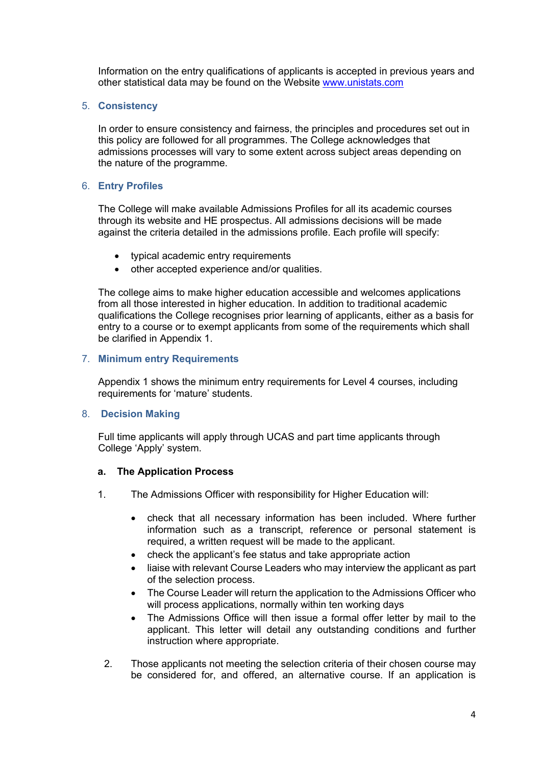Information on the entry qualifications of applicants is accepted in previous years and other statistical data may be found on the Website www.unistats.com

## 5. Consistency

In order to ensure consistency and fairness, the principles and procedures set out in this policy are followed for all programmes. The College acknowledges that admissions processes will vary to some extent across subject areas depending on the nature of the programme.

## 6. Entry Profiles

The College will make available Admissions Profiles for all its academic courses through its website and HE prospectus. All admissions decisions will be made against the criteria detailed in the admissions profile. Each profile will specify:

- typical academic entry requirements
- other accepted experience and/or qualities.

The college aims to make higher education accessible and welcomes applications from all those interested in higher education. In addition to traditional academic qualifications the College recognises prior learning of applicants, either as a basis for entry to a course or to exempt applicants from some of the requirements which shall be clarified in Appendix 1.

## 7. Minimum entry Requirements

Appendix 1 shows the minimum entry requirements for Level 4 courses, including requirements for 'mature' students.

## 8. Decision Making

Full time applicants will apply through UCAS and part time applicants through College 'Apply' system.

### a. The Application Process

1. The Admissions Officer with responsibility for Higher Education will:

   - check that all necessary information has been included. Where further information such as a transcript, reference or personal statement is required, a written request will be made to the applicant.
   - check the applicant's fee status and take appropriate action
   - liaise with relevant Course Leaders who may interview the applicant as part of the selection process.
   - The Course Leader will return the application to the Admissions Officer who will process applications, normally within ten working days
   - The Admissions Office will then issue a formal offer letter by mail to the applicant. This letter will detail any outstanding conditions and further instruction where appropriate.

2. Those applicants not meeting the selection criteria of their chosen course may be considered for, and offered, an alternative course. If an application is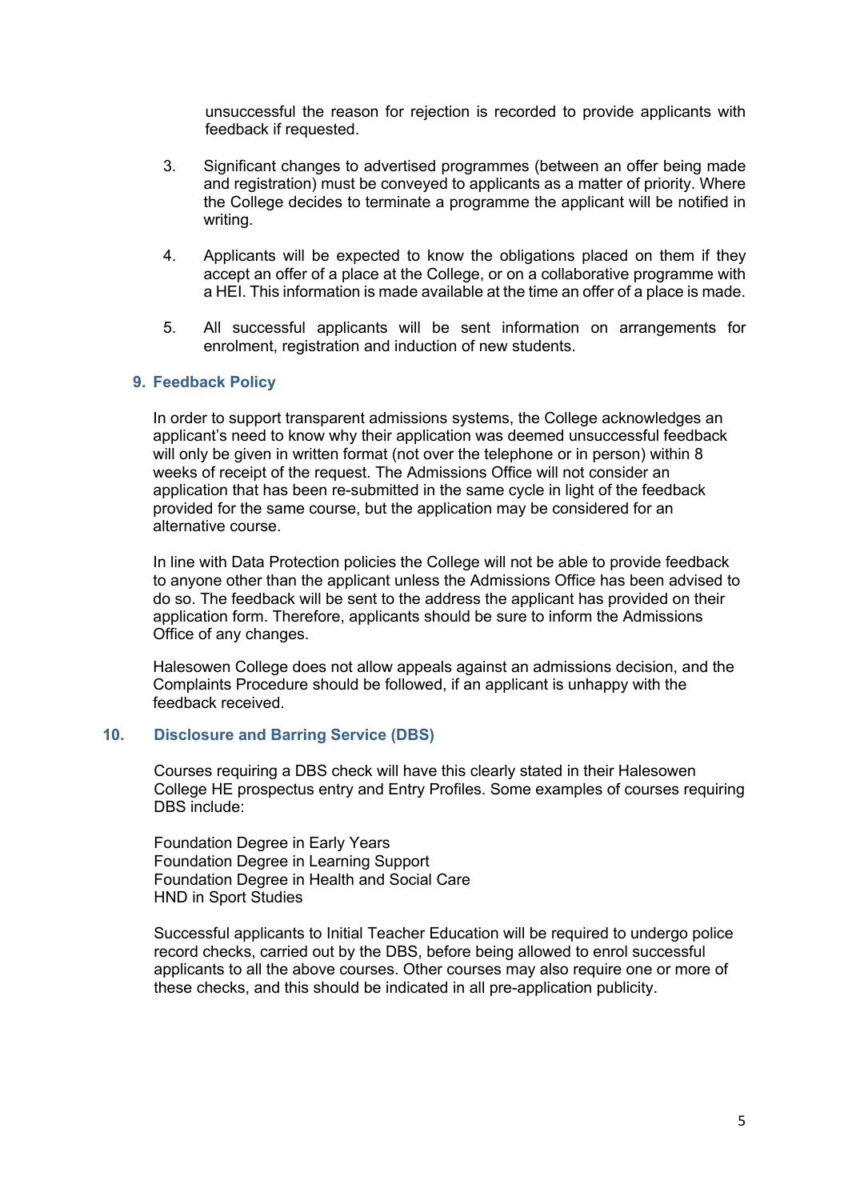unsuccessful the reason for rejection is recorded to provide applicants with feedback if requested.

3. Significant changes to advertised programmes (between an offer being made and registration) must be conveyed to applicants as a matter of priority. Where the College decides to terminate a programme the applicant will be notified in writing.

4. Applicants will be expected to know the obligations placed on them if they accept an offer of a place at the College, or on a collaborative programme with a HEI. This information is made available at the time an offer of a place is made.

5. All successful applicants will be sent information on arrangements for enrolment, registration and induction of new students.

## 9. Feedback Policy

In order to support transparent admissions systems, the College acknowledges an applicant's need to know why their application was deemed unsuccessful feedback will only be given in written format (not over the telephone or in person) within 8 weeks of receipt of the request. The Admissions Office will not consider an application that has been re-submitted in the same cycle in light of the feedback provided for the same course, but the application may be considered for an alternative course.

In line with Data Protection policies the College will not be able to provide feedback to anyone other than the applicant unless the Admissions Office has been advised to do so. The feedback will be sent to the address the applicant has provided on their application form. Therefore, applicants should be sure to inform the Admissions Office of any changes.

Halesowen College does not allow appeals against an admissions decision, and the Complaints Procedure should be followed, if an applicant is unhappy with the feedback received.

## 10. Disclosure and Barring Service (DBS)

Courses requiring a DBS check will have this clearly stated in their Halesowen College HE prospectus entry and Entry Profiles. Some examples of courses requiring DBS include:

Foundation Degree in Early Years
Foundation Degree in Learning Support
Foundation Degree in Health and Social Care
HND in Sport Studies

Successful applicants to Initial Teacher Education will be required to undergo police record checks, carried out by the DBS, before being allowed to enrol successful applicants to all the above courses. Other courses may also require one or more of these checks, and this should be indicated in all pre-application publicity.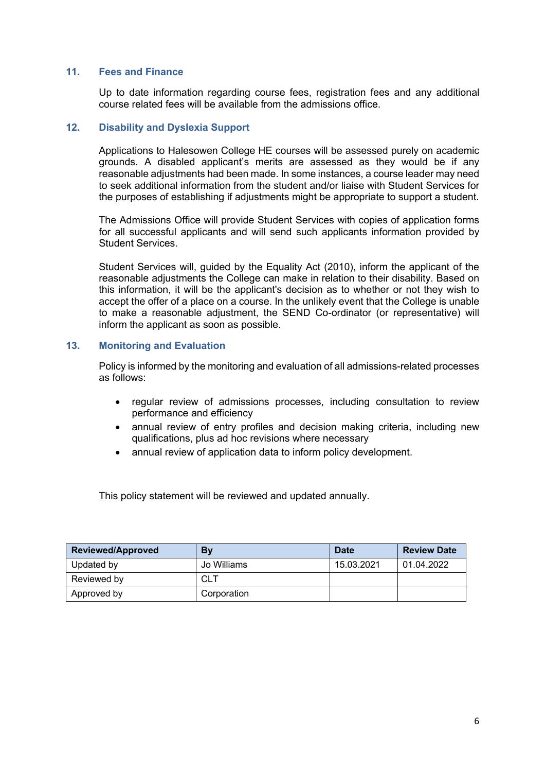## 11. Fees and Finance

Up to date information regarding course fees, registration fees and any additional course related fees will be available from the admissions office.

## 12. Disability and Dyslexia Support

Applications to Halesowen College HE courses will be assessed purely on academic grounds. A disabled applicant's merits are assessed as they would be if any reasonable adjustments had been made. In some instances, a course leader may need to seek additional information from the student and/or liaise with Student Services for the purposes of establishing if adjustments might be appropriate to support a student.

The Admissions Office will provide Student Services with copies of application forms for all successful applicants and will send such applicants information provided by Student Services.

Student Services will, guided by the Equality Act (2010), inform the applicant of the reasonable adjustments the College can make in relation to their disability. Based on this information, it will be the applicant's decision as to whether or not they wish to accept the offer of a place on a course. In the unlikely event that the College is unable to make a reasonable adjustment, the SEND Co-ordinator (or representative) will inform the applicant as soon as possible.

## 13. Monitoring and Evaluation

Policy is informed by the monitoring and evaluation of all admissions-related processes as follows:

- regular review of admissions processes, including consultation to review performance and efficiency
- annual review of entry profiles and decision making criteria, including new qualifications, plus ad hoc revisions where necessary
- annual review of application data to inform policy development.

This policy statement will be reviewed and updated annually.

| Reviewed/Approved | By | Date | Review Date |
|---|---|---|---|
| Updated by | Jo Williams | 15.03.2021 | 01.04.2022 |
| Reviewed by | CLT | | |
| Approved by | Corporation | | |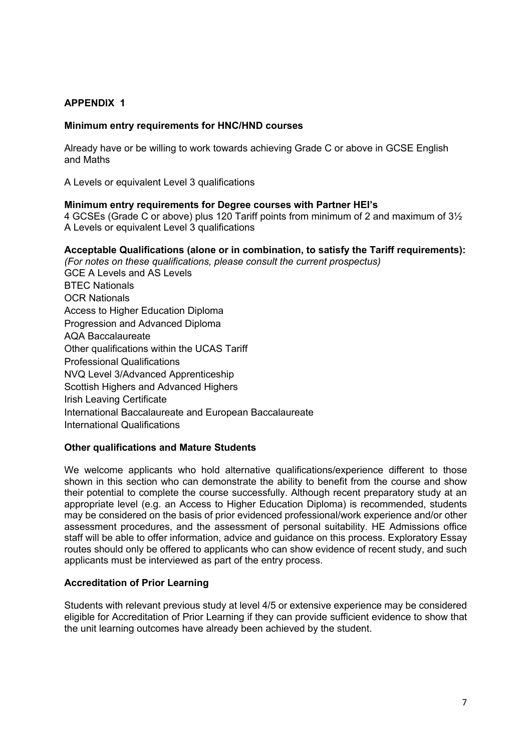## APPENDIX 1

**Minimum entry requirements for HNC/HND courses**

Already have or be willing to work towards achieving Grade C or above in GCSE English and Maths

A Levels or equivalent Level 3 qualifications

**Minimum entry requirements for Degree courses with Partner HEI's**

4 GCSEs (Grade C or above) plus 120 Tariff points from minimum of 2 and maximum of 3½ A Levels or equivalent Level 3 qualifications

**Acceptable Qualifications (alone or in combination, to satisfy the Tariff requirements):**

*(For notes on these qualifications, please consult the current prospectus)*

GCE A Levels and AS Levels
BTEC Nationals
OCR Nationals
Access to Higher Education Diploma
Progression and Advanced Diploma
AQA Baccalaureate
Other qualifications within the UCAS Tariff
Professional Qualifications
NVQ Level 3/Advanced Apprenticeship
Scottish Highers and Advanced Highers
Irish Leaving Certificate
International Baccalaureate and European Baccalaureate
International Qualifications

**Other qualifications and Mature Students**

We welcome applicants who hold alternative qualifications/experience different to those shown in this section who can demonstrate the ability to benefit from the course and show their potential to complete the course successfully. Although recent preparatory study at an appropriate level (e.g. an Access to Higher Education Diploma) is recommended, students may be considered on the basis of prior evidenced professional/work experience and/or other assessment procedures, and the assessment of personal suitability. HE Admissions office staff will be able to offer information, advice and guidance on this process. Exploratory Essay routes should only be offered to applicants who can show evidence of recent study, and such applicants must be interviewed as part of the entry process.

**Accreditation of Prior Learning**

Students with relevant previous study at level 4/5 or extensive experience may be considered eligible for Accreditation of Prior Learning if they can provide sufficient evidence to show that the unit learning outcomes have already been achieved by the student.